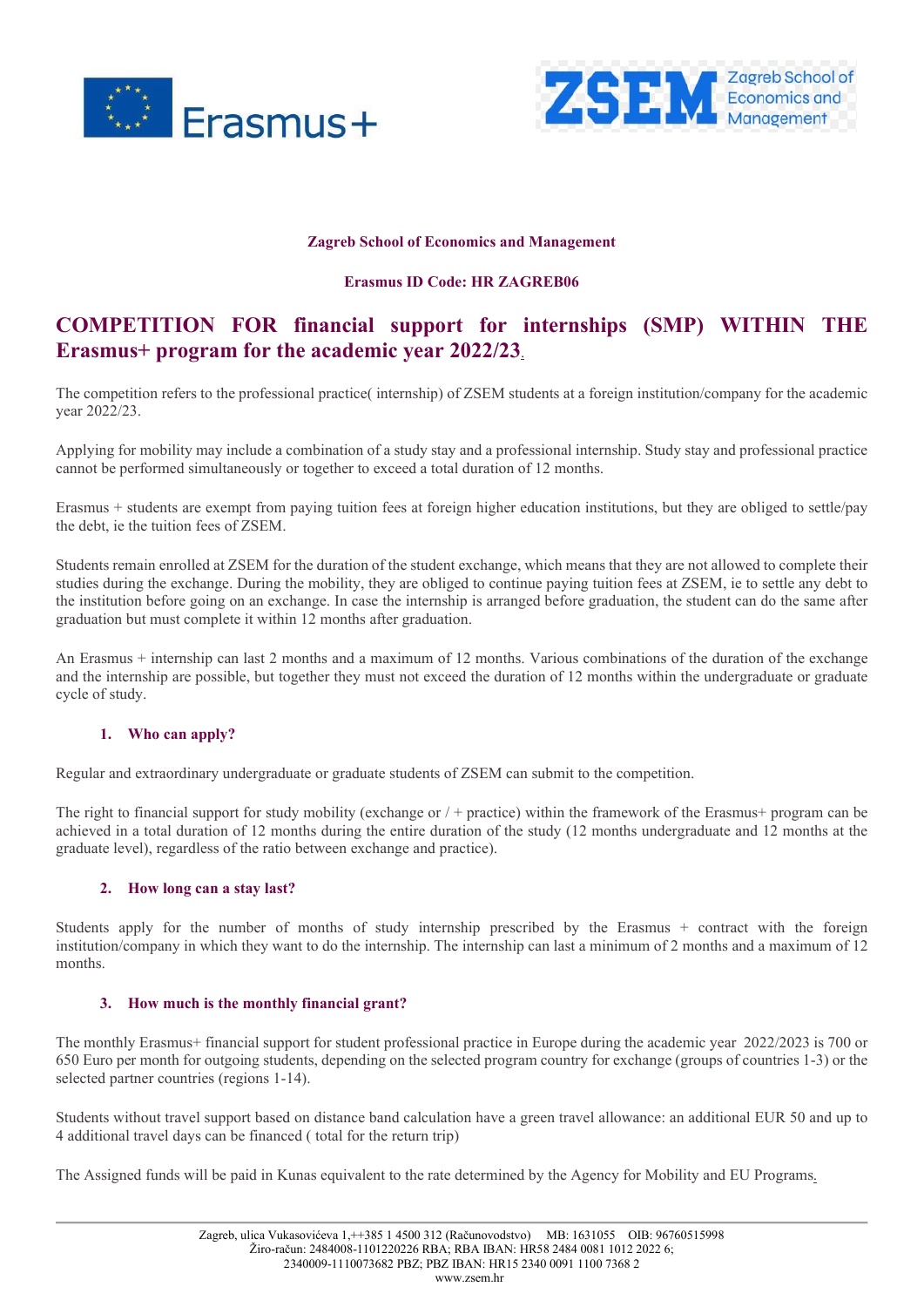**Zagreb School of Economics and Management**

**Erasmus ID Code: HR ZAGREB06**

# COMPETITION FOR financial support for internships (SMP) WITHIN THE Erasmus+ program for the academic year 2022/23.

The competition refers to the professional practice( internship) of ZSEM students at a foreign institution/company for the academic year 2022/23.

Applying for mobility may include a combination of a study stay and a professional internship. Study stay and professional practice cannot be performed simultaneously or together to exceed a total duration of 12 months.

Erasmus + students are exempt from paying tuition fees at foreign higher education institutions, but they are obliged to settle/pay the debt, ie the tuition fees of ZSEM.

Students remain enrolled at ZSEM for the duration of the student exchange, which means that they are not allowed to complete their studies during the exchange. During the mobility, they are obliged to continue paying tuition fees at ZSEM, ie to settle any debt to the institution before going on an exchange. In case the internship is arranged before graduation, the student can do the same after graduation but must complete it within 12 months after graduation.

An Erasmus + internship can last 2 months and a maximum of 12 months. Various combinations of the duration of the exchange and the internship are possible, but together they must not exceed the duration of 12 months within the undergraduate or graduate cycle of study.

## 1. Who can apply?

Regular and extraordinary undergraduate or graduate students of ZSEM can submit to the competition.

The right to financial support for study mobility (exchange or / + practice) within the framework of the Erasmus+ program can be achieved in a total duration of 12 months during the entire duration of the study (12 months undergraduate and 12 months at the graduate level), regardless of the ratio between exchange and practice).

## 2. How long can a stay last?

Students apply for the number of months of study internship prescribed by the Erasmus + contract with the foreign institution/company in which they want to do the internship. The internship can last a minimum of 2 months and a maximum of 12 months.

## 3. How much is the monthly financial grant?

The monthly Erasmus+ financial support for student professional practice in Europe during the academic year 2022/2023 is 700 or 650 Euro per month for outgoing students, depending on the selected program country for exchange (groups of countries 1-3) or the selected partner countries (regions 1-14).

Students without travel support based on distance band calculation have a green travel allowance: an additional EUR 50 and up to 4 additional travel days can be financed ( total for the return trip)

The Assigned funds will be paid in Kunas equivalent to the rate determined by the Agency for Mobility and EU Programs.

Zagreb, ulica Vukasovićeva 1,++385 1 4500 312 (Računovodstvo) MB: 1631055 OIB: 96760515998
Žiro-račun: 2484008-1101220226 RBA; RBA IBAN: HR58 2484 0081 1012 2022 6;
2340009-1110073682 PBZ; PBZ IBAN: HR15 2340 0091 1100 7368 2
www.zsem.hr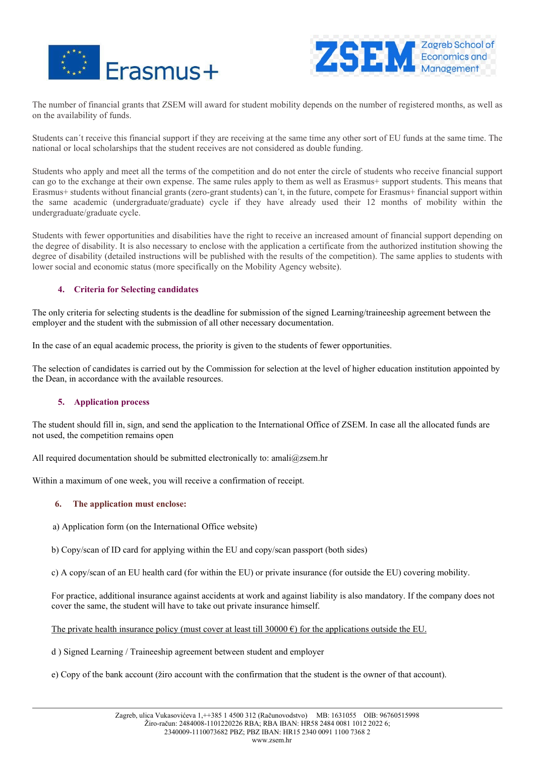The number of financial grants that ZSEM will award for student mobility depends on the number of registered months, as well as on the availability of funds.

Students can´t receive this financial support if they are receiving at the same time any other sort of EU funds at the same time. The national or local scholarships that the student receives are not considered as double funding.

Students who apply and meet all the terms of the competition and do not enter the circle of students who receive financial support can go to the exchange at their own expense. The same rules apply to them as well as Erasmus+ support students. This means that Erasmus+ students without financial grants (zero-grant students) can´t, in the future, compete for Erasmus+ financial support within the same academic (undergraduate/graduate) cycle if they have already used their 12 months of mobility within the undergraduate/graduate cycle.

Students with fewer opportunities and disabilities have the right to receive an increased amount of financial support depending on the degree of disability. It is also necessary to enclose with the application a certificate from the authorized institution showing the degree of disability (detailed instructions will be published with the results of the competition). The same applies to students with lower social and economic status (more specifically on the Mobility Agency website).

## 4. Criteria for Selecting candidates

The only criteria for selecting students is the deadline for submission of the signed Learning/traineeship agreement between the employer and the student with the submission of all other necessary documentation.

In the case of an equal academic process, the priority is given to the students of fewer opportunities.

The selection of candidates is carried out by the Commission for selection at the level of higher education institution appointed by the Dean, in accordance with the available resources.

## 5. Application process

The student should fill in, sign, and send the application to the International Office of ZSEM. In case all the allocated funds are not used, the competition remains open

All required documentation should be submitted electronically to: amali@zsem.hr

Within a maximum of one week, you will receive a confirmation of receipt.

## 6. The application must enclose:

a) Application form (on the International Office website)

b) Copy/scan of ID card for applying within the EU and copy/scan passport (both sides)

c) A copy/scan of an EU health card (for within the EU) or private insurance (for outside the EU) covering mobility.

For practice, additional insurance against accidents at work and against liability is also mandatory. If the company does not cover the same, the student will have to take out private insurance himself.

<u>The private health insurance policy (must cover at least till 30000 €) for the applications outside the EU.</u>

d ) Signed Learning / Traineeship agreement between student and employer

e) Copy of the bank account (žiro account with the confirmation that the student is the owner of that account).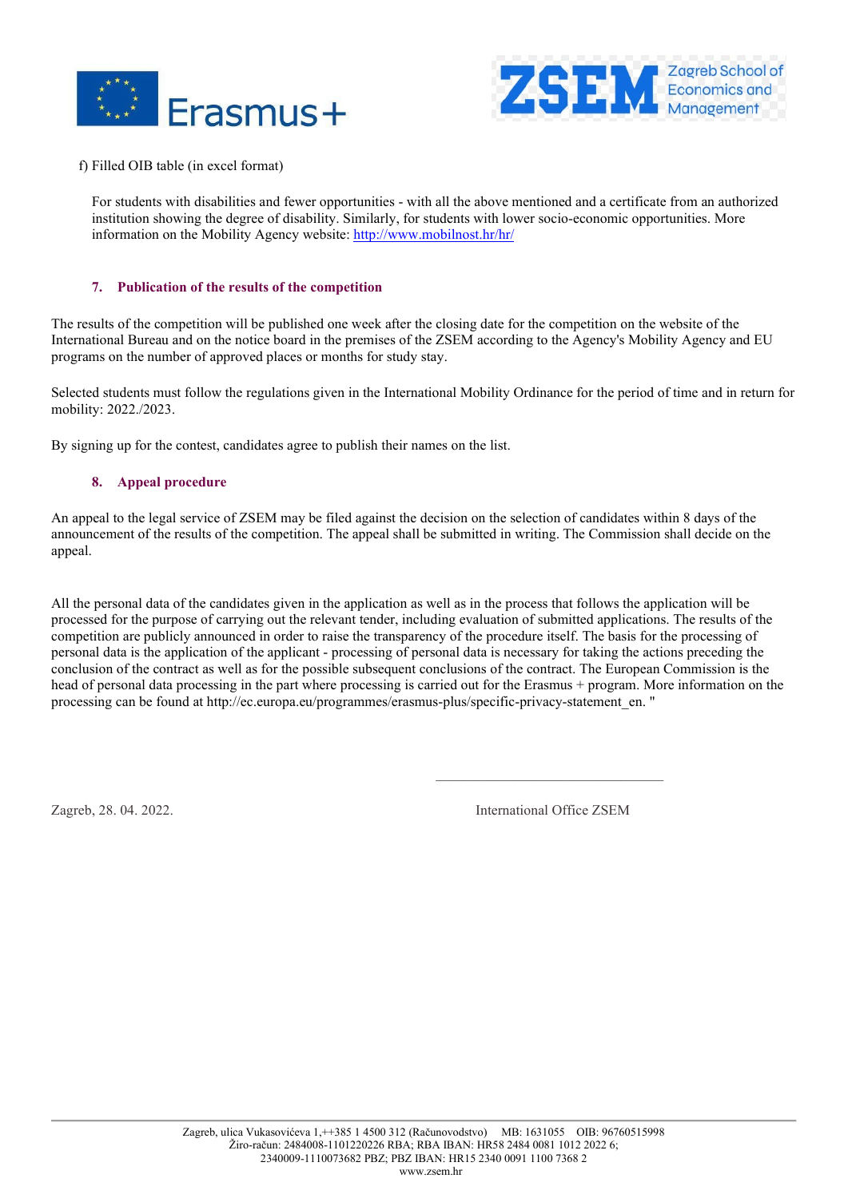f) Filled OIB table (in excel format)

For students with disabilities and fewer opportunities - with all the above mentioned and a certificate from an authorized institution showing the degree of disability. Similarly, for students with lower socio-economic opportunities. More information on the Mobility Agency website: http://www.mobilnost.hr/hr/

## 7. Publication of the results of the competition

The results of the competition will be published one week after the closing date for the competition on the website of the International Bureau and on the notice board in the premises of the ZSEM according to the Agency's Mobility Agency and EU programs on the number of approved places or months for study stay.

Selected students must follow the regulations given in the International Mobility Ordinance for the period of time and in return for mobility: 2022./2023.

By signing up for the contest, candidates agree to publish their names on the list.

## 8. Appeal procedure

An appeal to the legal service of ZSEM may be filed against the decision on the selection of candidates within 8 days of the announcement of the results of the competition. The appeal shall be submitted in writing. The Commission shall decide on the appeal.

All the personal data of the candidates given in the application as well as in the process that follows the application will be processed for the purpose of carrying out the relevant tender, including evaluation of submitted applications. The results of the competition are publicly announced in order to raise the transparency of the procedure itself. The basis for the processing of personal data is the application of the applicant - processing of personal data is necessary for taking the actions preceding the conclusion of the contract as well as for the possible subsequent conclusions of the contract. The European Commission is the head of personal data processing in the part where processing is carried out for the Erasmus + program. More information on the processing can be found at http://ec.europa.eu/programmes/erasmus-plus/specific-privacy-statement_en. "

Zagreb, 28. 04. 2022.

International Office ZSEM

Zagreb, ulica Vukasovićeva 1,++385 1 4500 312 (Računovodstvo) MB: 1631055 OIB: 96760515998
Žiro-račun: 2484008-1101220226 RBA; RBA IBAN: HR58 2484 0081 1012 2022 6;
2340009-1110073682 PBZ; PBZ IBAN: HR15 2340 0091 1100 7368 2
www.zsem.hr